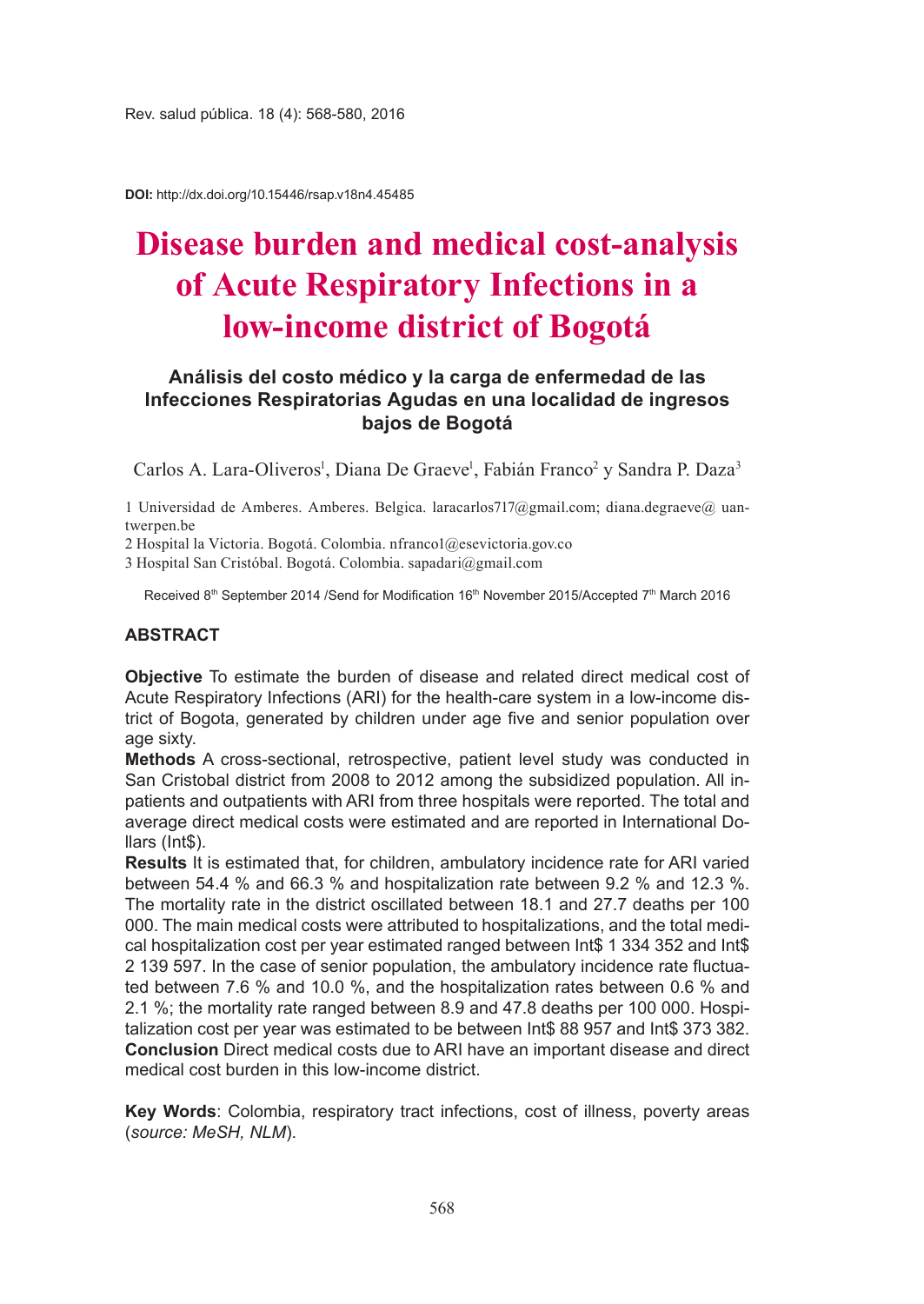DOI: http://dx.doi.org/10.15446/rsap.v18n4.45485

# Disease burden and medical cost-analysis of Acute Respiratory Infections in a low-income district of Bogotá

### Análisis del costo médico y la carga de enfermedad de las Infecciones Respiratorias Agudas en una localidad de ingresos bajos de Bogotá

Carlos A. Lara-Oliveros[1], Diana De Graeve[1], Fabián Franco[2] y Sandra P. Daza[3]

1 Universidad de Amberes. Amberes. Belgica. laracarlos717@gmail.com; diana.degraeve@uantwerpen.be

2 Hospital la Victoria. Bogotá. Colombia. nfranco1@esevictoria.gov.co

3 Hospital San Cristóbal. Bogotá. Colombia. sapadari@gmail.com

Received 8th September 2014 /Send for Modification 16th November 2015/Accepted 7th March 2016

## ABSTRACT

**Objective** To estimate the burden of disease and related direct medical cost of Acute Respiratory Infections (ARI) for the health-care system in a low-income district of Bogota, generated by children under age five and senior population over age sixty.

**Methods** A cross-sectional, retrospective, patient level study was conducted in San Cristobal district from 2008 to 2012 among the subsidized population. All inpatients and outpatients with ARI from three hospitals were reported. The total and average direct medical costs were estimated and are reported in International Dollars (Int$).

**Results** It is estimated that, for children, ambulatory incidence rate for ARI varied between 54.4 % and 66.3 % and hospitalization rate between 9.2 % and 12.3 %. The mortality rate in the district oscillated between 18.1 and 27.7 deaths per 100 000. The main medical costs were attributed to hospitalizations, and the total medical hospitalization cost per year estimated ranged between Int$ 1 334 352 and Int$ 2 139 597. In the case of senior population, the ambulatory incidence rate fluctuated between 7.6 % and 10.0 %, and the hospitalization rates between 0.6 % and 2.1 %; the mortality rate ranged between 8.9 and 47.8 deaths per 100 000. Hospitalization cost per year was estimated to be between Int$ 88 957 and Int$ 373 382.

**Conclusion** Direct medical costs due to ARI have an important disease and direct medical cost burden in this low-income district.

**Key Words**: Colombia, respiratory tract infections, cost of illness, poverty areas (*source: MeSH, NLM*).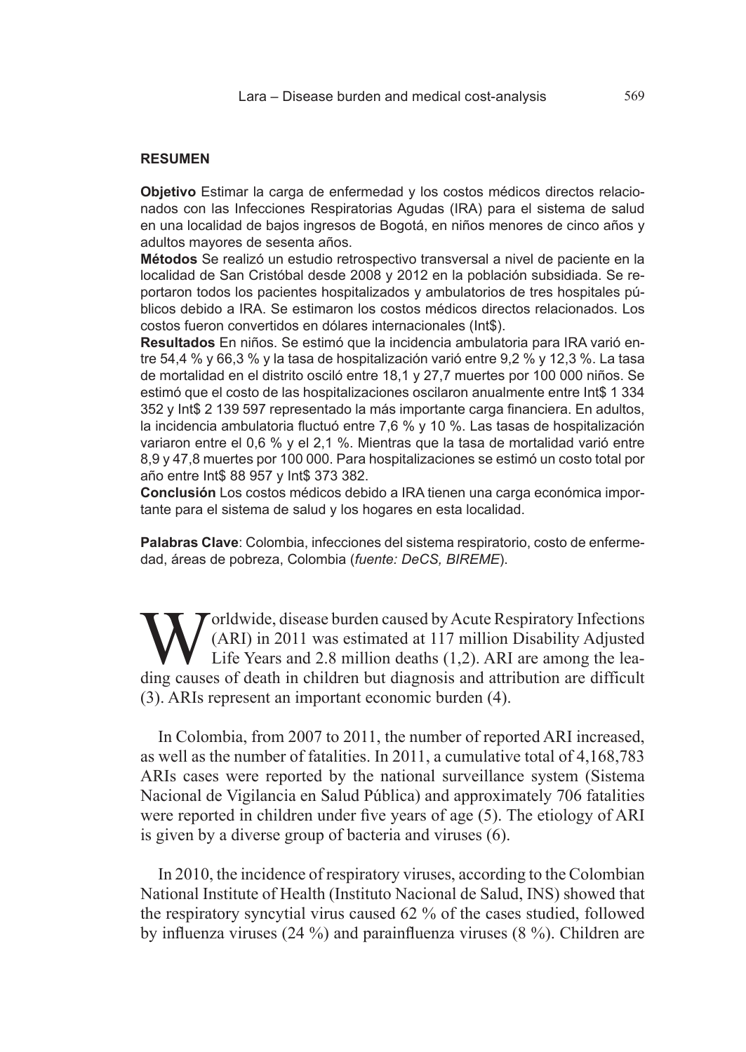## RESUMEN

**Objetivo** Estimar la carga de enfermedad y los costos médicos directos relacionados con las Infecciones Respiratorias Agudas (IRA) para el sistema de salud en una localidad de bajos ingresos de Bogotá, en niños menores de cinco años y adultos mayores de sesenta años.

**Métodos** Se realizó un estudio retrospectivo transversal a nivel de paciente en la localidad de San Cristóbal desde 2008 y 2012 en la población subsidiada. Se reportaron todos los pacientes hospitalizados y ambulatorios de tres hospitales públicos debido a IRA. Se estimaron los costos médicos directos relacionados. Los costos fueron convertidos en dólares internacionales (Int$).

**Resultados** En niños. Se estimó que la incidencia ambulatoria para IRA varió entre 54,4 % y 66,3 % y la tasa de hospitalización varió entre 9,2 % y 12,3 %. La tasa de mortalidad en el distrito osciló entre 18,1 y 27,7 muertes por 100 000 niños. Se estimó que el costo de las hospitalizaciones oscilaron anualmente entre Int$ 1 334 352 y Int$ 2 139 597 representado la más importante carga financiera. En adultos, la incidencia ambulatoria fluctuó entre 7,6 % y 10 %. Las tasas de hospitalización variaron entre el 0,6 % y el 2,1 %. Mientras que la tasa de mortalidad varió entre 8,9 y 47,8 muertes por 100 000. Para hospitalizaciones se estimó un costo total por año entre Int$ 88 957 y Int$ 373 382.

**Conclusión** Los costos médicos debido a IRA tienen una carga económica importante para el sistema de salud y los hogares en esta localidad.

**Palabras Clave**: Colombia, infecciones del sistema respiratorio, costo de enfermedad, áreas de pobreza, Colombia (*fuente: DeCS, BIREME*).

Worldwide, disease burden caused by Acute Respiratory Infections (ARI) in 2011 was estimated at 117 million Disability Adjusted Life Years and 2.8 million deaths (1,2). ARI are among the leading causes of death in children but diagnosis and attribution are difficult (3). ARIs represent an important economic burden (4).

In Colombia, from 2007 to 2011, the number of reported ARI increased, as well as the number of fatalities. In 2011, a cumulative total of 4,168,783 ARIs cases were reported by the national surveillance system (Sistema Nacional de Vigilancia en Salud Pública) and approximately 706 fatalities were reported in children under five years of age (5). The etiology of ARI is given by a diverse group of bacteria and viruses (6).

In 2010, the incidence of respiratory viruses, according to the Colombian National Institute of Health (Instituto Nacional de Salud, INS) showed that the respiratory syncytial virus caused 62 % of the cases studied, followed by influenza viruses (24 %) and parainfluenza viruses (8 %). Children are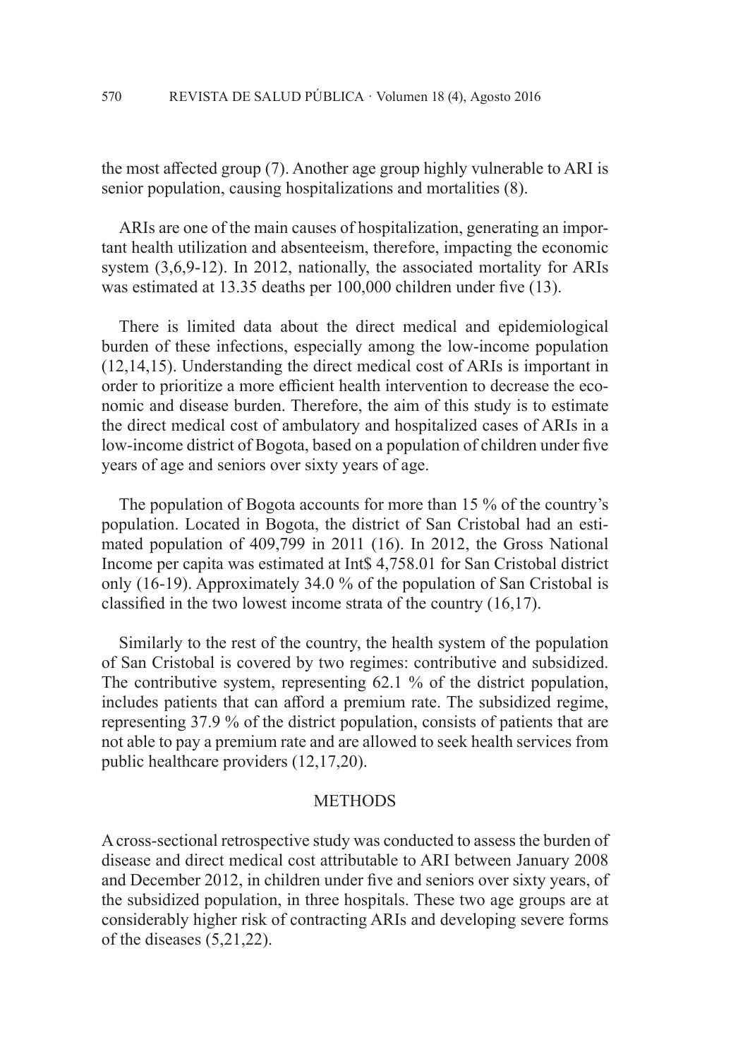the most affected group (7). Another age group highly vulnerable to ARI is senior population, causing hospitalizations and mortalities (8).

ARIs are one of the main causes of hospitalization, generating an important health utilization and absenteeism, therefore, impacting the economic system (3,6,9-12). In 2012, nationally, the associated mortality for ARIs was estimated at 13.35 deaths per 100,000 children under five (13).

There is limited data about the direct medical and epidemiological burden of these infections, especially among the low-income population (12,14,15). Understanding the direct medical cost of ARIs is important in order to prioritize a more efficient health intervention to decrease the economic and disease burden. Therefore, the aim of this study is to estimate the direct medical cost of ambulatory and hospitalized cases of ARIs in a low-income district of Bogota, based on a population of children under five years of age and seniors over sixty years of age.

The population of Bogota accounts for more than 15 % of the country's population. Located in Bogota, the district of San Cristobal had an estimated population of 409,799 in 2011 (16). In 2012, the Gross National Income per capita was estimated at Int$ 4,758.01 for San Cristobal district only (16-19). Approximately 34.0 % of the population of San Cristobal is classified in the two lowest income strata of the country (16,17).

Similarly to the rest of the country, the health system of the population of San Cristobal is covered by two regimes: contributive and subsidized. The contributive system, representing 62.1 % of the district population, includes patients that can afford a premium rate. The subsidized regime, representing 37.9 % of the district population, consists of patients that are not able to pay a premium rate and are allowed to seek health services from public healthcare providers (12,17,20).

## METHODS

A cross-sectional retrospective study was conducted to assess the burden of disease and direct medical cost attributable to ARI between January 2008 and December 2012, in children under five and seniors over sixty years, of the subsidized population, in three hospitals. These two age groups are at considerably higher risk of contracting ARIs and developing severe forms of the diseases (5,21,22).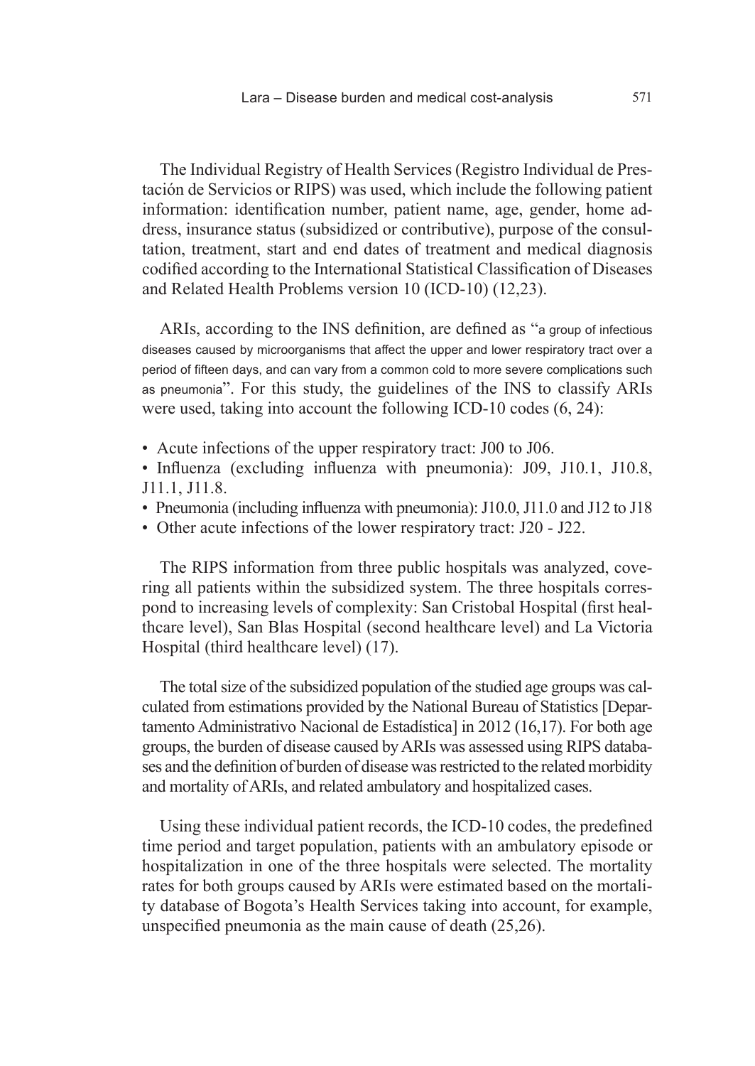The Individual Registry of Health Services (Registro Individual de Prestación de Servicios or RIPS) was used, which include the following patient information: identification number, patient name, age, gender, home address, insurance status (subsidized or contributive), purpose of the consultation, treatment, start and end dates of treatment and medical diagnosis codified according to the International Statistical Classification of Diseases and Related Health Problems version 10 (ICD-10) (12,23).

ARIs, according to the INS definition, are defined as "a group of infectious diseases caused by microorganisms that affect the upper and lower respiratory tract over a period of fifteen days, and can vary from a common cold to more severe complications such as pneumonia". For this study, the guidelines of the INS to classify ARIs were used, taking into account the following ICD-10 codes (6, 24):

- Acute infections of the upper respiratory tract: J00 to J06.
- Influenza (excluding influenza with pneumonia): J09, J10.1, J10.8, J11.1, J11.8.
- Pneumonia (including influenza with pneumonia): J10.0, J11.0 and J12 to J18
- Other acute infections of the lower respiratory tract: J20 - J22.

The RIPS information from three public hospitals was analyzed, covering all patients within the subsidized system. The three hospitals correspond to increasing levels of complexity: San Cristobal Hospital (first healthcare level), San Blas Hospital (second healthcare level) and La Victoria Hospital (third healthcare level) (17).

The total size of the subsidized population of the studied age groups was calculated from estimations provided by the National Bureau of Statistics [Departamento Administrativo Nacional de Estadística] in 2012 (16,17). For both age groups, the burden of disease caused by ARIs was assessed using RIPS databases and the definition of burden of disease was restricted to the related morbidity and mortality of ARIs, and related ambulatory and hospitalized cases.

Using these individual patient records, the ICD-10 codes, the predefined time period and target population, patients with an ambulatory episode or hospitalization in one of the three hospitals were selected. The mortality rates for both groups caused by ARIs were estimated based on the mortality database of Bogota's Health Services taking into account, for example, unspecified pneumonia as the main cause of death (25,26).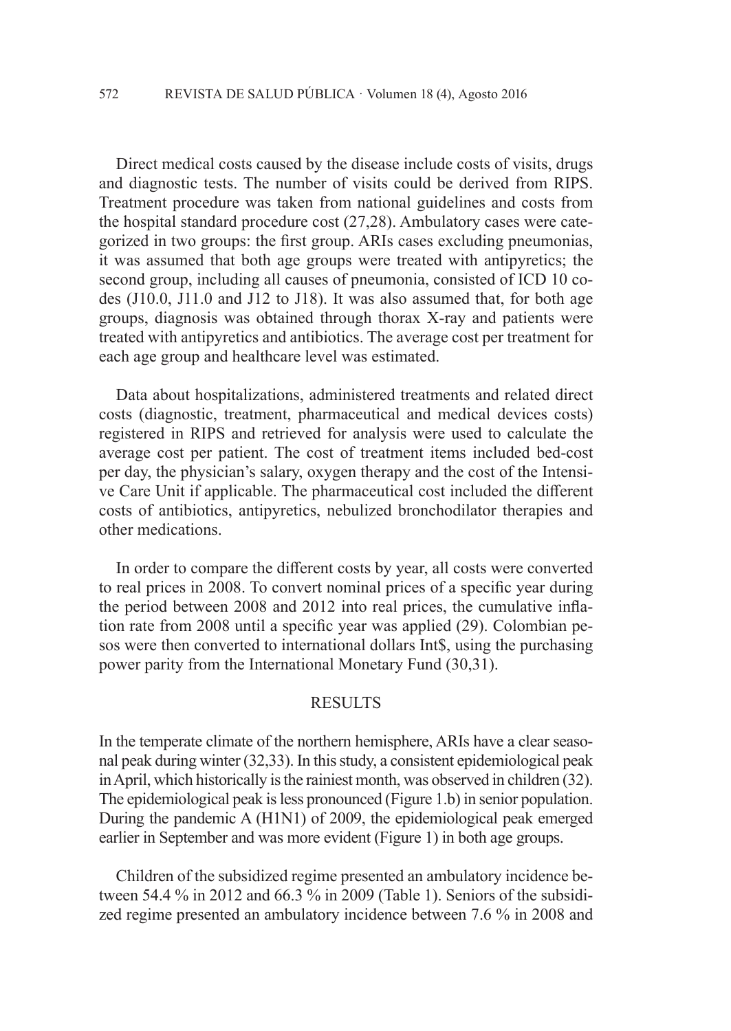Direct medical costs caused by the disease include costs of visits, drugs and diagnostic tests. The number of visits could be derived from RIPS. Treatment procedure was taken from national guidelines and costs from the hospital standard procedure cost (27,28). Ambulatory cases were categorized in two groups: the first group. ARIs cases excluding pneumonias, it was assumed that both age groups were treated with antipyretics; the second group, including all causes of pneumonia, consisted of ICD 10 codes (J10.0, J11.0 and J12 to J18). It was also assumed that, for both age groups, diagnosis was obtained through thorax X-ray and patients were treated with antipyretics and antibiotics. The average cost per treatment for each age group and healthcare level was estimated.

Data about hospitalizations, administered treatments and related direct costs (diagnostic, treatment, pharmaceutical and medical devices costs) registered in RIPS and retrieved for analysis were used to calculate the average cost per patient. The cost of treatment items included bed-cost per day, the physician's salary, oxygen therapy and the cost of the Intensive Care Unit if applicable. The pharmaceutical cost included the different costs of antibiotics, antipyretics, nebulized bronchodilator therapies and other medications.

In order to compare the different costs by year, all costs were converted to real prices in 2008. To convert nominal prices of a specific year during the period between 2008 and 2012 into real prices, the cumulative inflation rate from 2008 until a specific year was applied (29). Colombian pesos were then converted to international dollars Int$, using the purchasing power parity from the International Monetary Fund (30,31).

## RESULTS

In the temperate climate of the northern hemisphere, ARIs have a clear seasonal peak during winter (32,33). In this study, a consistent epidemiological peak in April, which historically is the rainiest month, was observed in children (32). The epidemiological peak is less pronounced (Figure 1.b) in senior population. During the pandemic A (H1N1) of 2009, the epidemiological peak emerged earlier in September and was more evident (Figure 1) in both age groups.

Children of the subsidized regime presented an ambulatory incidence between 54.4 % in 2012 and 66.3 % in 2009 (Table 1). Seniors of the subsidized regime presented an ambulatory incidence between 7.6 % in 2008 and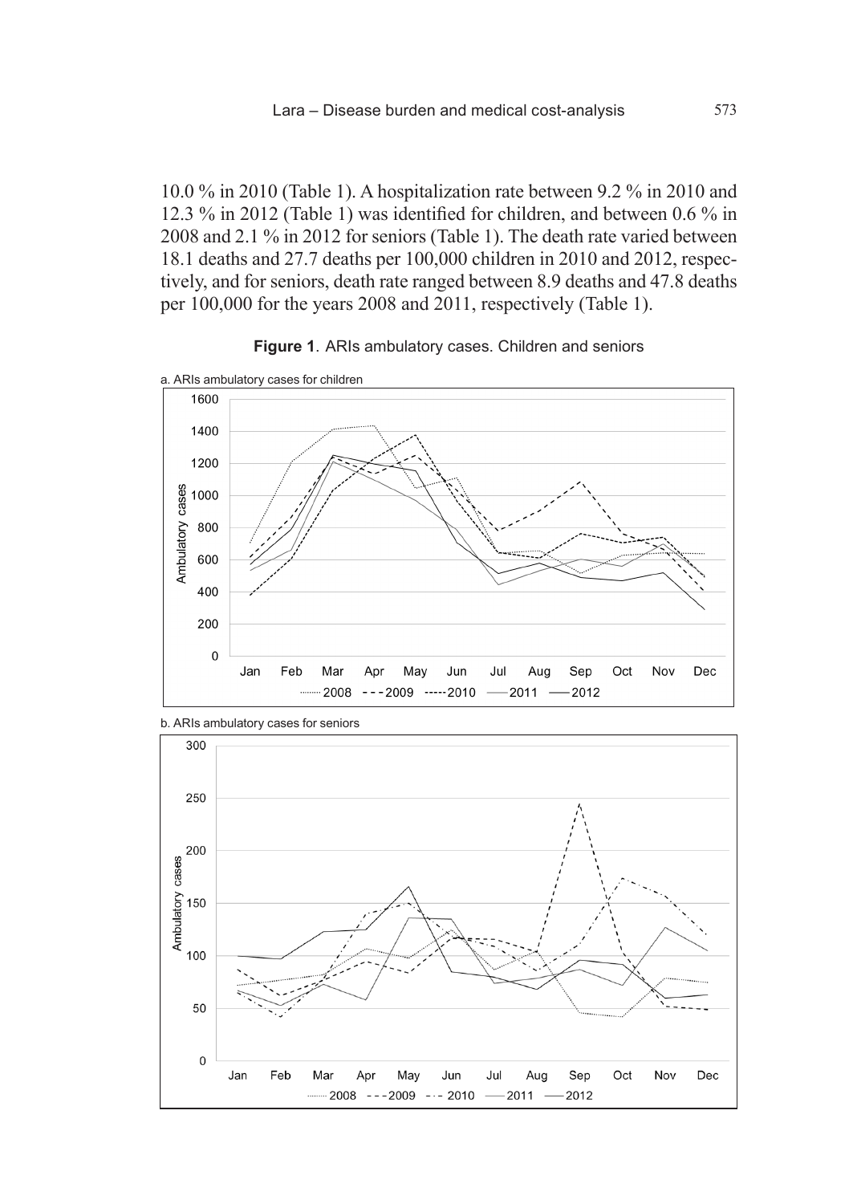10.0 % in 2010 (Table 1). A hospitalization rate between 9.2 % in 2010 and 12.3 % in 2012 (Table 1) was identified for children, and between 0.6 % in 2008 and 2.1 % in 2012 for seniors (Table 1). The death rate varied between 18.1 deaths and 27.7 deaths per 100,000 children in 2010 and 2012, respectively, and for seniors, death rate ranged between 8.9 deaths and 47.8 deaths per 100,000 for the years 2008 and 2011, respectively (Table 1).

**Figure 1**. ARIs ambulatory cases. Children and seniors

a. ARIs ambulatory cases for children

b. ARIs ambulatory cases for seniors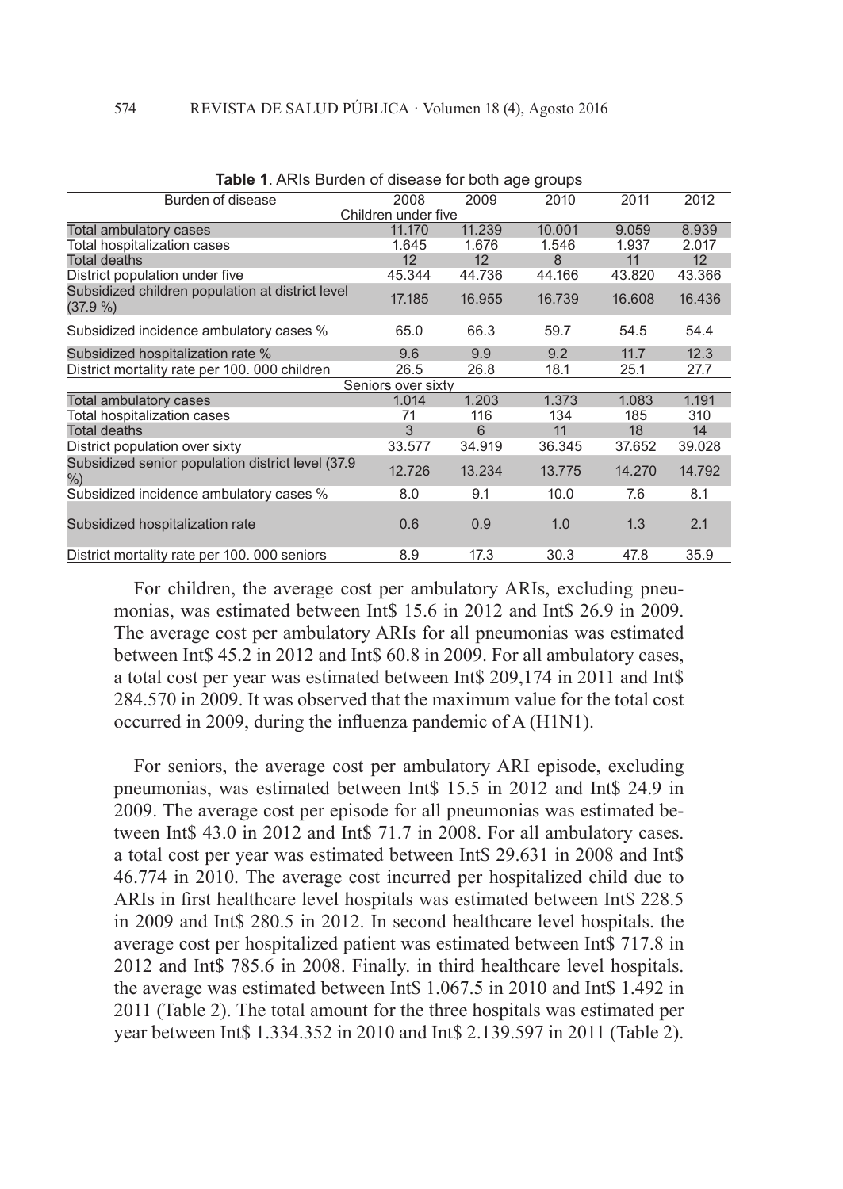**Table 1**. ARIs Burden of disease for both age groups

| Burden of disease | 2008 | 2009 | 2010 | 2011 | 2012 |
|---|---|---|---|---|---|
| Children under five | | | | | |
| Total ambulatory cases | 11.170 | 11.239 | 10.001 | 9.059 | 8.939 |
| Total hospitalization cases | 1.645 | 1.676 | 1.546 | 1.937 | 2.017 |
| Total deaths | 12 | 12 | 8 | 11 | 12 |
| District population under five | 45.344 | 44.736 | 44.166 | 43.820 | 43.366 |
| Subsidized children population at district level (37.9 %) | 17.185 | 16.955 | 16.739 | 16.608 | 16.436 |
| Subsidized incidence ambulatory cases % | 65.0 | 66.3 | 59.7 | 54.5 | 54.4 |
| Subsidized hospitalization rate % | 9.6 | 9.9 | 9.2 | 11.7 | 12.3 |
| District mortality rate per 100. 000 children | 26.5 | 26.8 | 18.1 | 25.1 | 27.7 |
| Seniors over sixty | | | | | |
| Total ambulatory cases | 1.014 | 1.203 | 1.373 | 1.083 | 1.191 |
| Total hospitalization cases | 71 | 116 | 134 | 185 | 310 |
| Total deaths | 3 | 6 | 11 | 18 | 14 |
| District population over sixty | 33.577 | 34.919 | 36.345 | 37.652 | 39.028 |
| Subsidized senior population district level (37.9 %) | 12.726 | 13.234 | 13.775 | 14.270 | 14.792 |
| Subsidized incidence ambulatory cases % | 8.0 | 9.1 | 10.0 | 7.6 | 8.1 |
| Subsidized hospitalization rate | 0.6 | 0.9 | 1.0 | 1.3 | 2.1 |
| District mortality rate per 100. 000 seniors | 8.9 | 17.3 | 30.3 | 47.8 | 35.9 |

For children, the average cost per ambulatory ARIs, excluding pneumonias, was estimated between Int$ 15.6 in 2012 and Int$ 26.9 in 2009. The average cost per ambulatory ARIs for all pneumonias was estimated between Int$ 45.2 in 2012 and Int$ 60.8 in 2009. For all ambulatory cases, a total cost per year was estimated between Int$ 209,174 in 2011 and Int$ 284.570 in 2009. It was observed that the maximum value for the total cost occurred in 2009, during the influenza pandemic of A (H1N1).

For seniors, the average cost per ambulatory ARI episode, excluding pneumonias, was estimated between Int$ 15.5 in 2012 and Int$ 24.9 in 2009. The average cost per episode for all pneumonias was estimated between Int$ 43.0 in 2012 and Int$ 71.7 in 2008. For all ambulatory cases. a total cost per year was estimated between Int$ 29.631 in 2008 and Int$ 46.774 in 2010. The average cost incurred per hospitalized child due to ARIs in first healthcare level hospitals was estimated between Int$ 228.5 in 2009 and Int$ 280.5 in 2012. In second healthcare level hospitals. the average cost per hospitalized patient was estimated between Int$ 717.8 in 2012 and Int$ 785.6 in 2008. Finally. in third healthcare level hospitals. the average was estimated between Int$ 1.067.5 in 2010 and Int$ 1.492 in 2011 (Table 2). The total amount for the three hospitals was estimated per year between Int$ 1.334.352 in 2010 and Int$ 2.139.597 in 2011 (Table 2).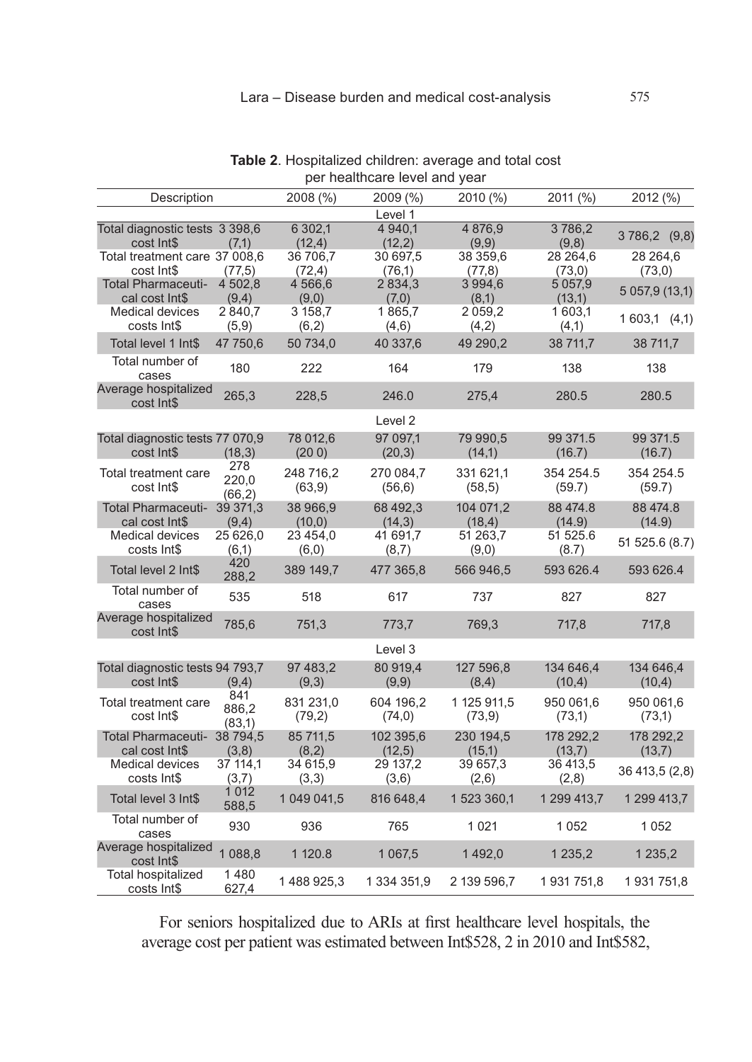**Table 2**. Hospitalized children: average and total cost per healthcare level and year

| Description | | 2008 (%) | 2009 (%) | 2010 (%) | 2011 (%) | 2012 (%) |
|---|---|---|---|---|---|---|
| Level 1 | | | | | | |
| Total diagnostic tests cost Int$ | 3 398,6 (7,1) | 6 302,1 (12,4) | 4 940,1 (12,2) | 4 876,9 (9,9) | 3 786,2 (9,8) | 3 786,2 (9,8) |
| Total treatment care cost Int$ | 37 008,6 (77,5) | 36 706,7 (72,4) | 30 697,5 (76,1) | 38 359,6 (77,8) | 28 264,6 (73,0) | 28 264,6 (73,0) |
| Total Pharmaceutical cost Int$ | 4 502,8 (9,4) | 4 566,6 (9,0) | 2 834,3 (7,0) | 3 994,6 (8,1) | 5 057,9 (13,1) | 5 057,9 (13,1) |
| Medical devices costs Int$ | 2 840,7 (5,9) | 3 158,7 (6,2) | 1 865,7 (4,6) | 2 059,2 (4,2) | 1 603,1 (4,1) | 1 603,1 (4,1) |
| Total level 1 Int$ | 47 750,6 | 50 734,0 | 40 337,6 | 49 290,2 | 38 711,7 | 38 711,7 |
| Total number of cases | 180 | 222 | 164 | 179 | 138 | 138 |
| Average hospitalized cost Int$ | 265,3 | 228,5 | 246.0 | 275,4 | 280.5 | 280.5 |
| Level 2 | | | | | | |
| Total diagnostic tests cost Int$ | 77 070,9 (18,3) | 78 012,6 (20 0) | 97 097,1 (20,3) | 79 990,5 (14,1) | 99 371.5 (16.7) | 99 371.5 (16.7) |
| Total treatment care cost Int$ | 278 220,0 (66,2) | 248 716,2 (63,9) | 270 084,7 (56,6) | 331 621,1 (58,5) | 354 254.5 (59.7) | 354 254.5 (59.7) |
| Total Pharmaceutical cost Int$ | 39 371,3 (9,4) | 38 966,9 (10,0) | 68 492,3 (14,3) | 104 071,2 (18,4) | 88 474.8 (14.9) | 88 474.8 (14.9) |
| Medical devices costs Int$ | 25 626,0 (6,1) | 23 454,0 (6,0) | 41 691,7 (8,7) | 51 263,7 (9,0) | 51 525.6 (8.7) | 51 525.6 (8.7) |
| Total level 2 Int$ | 420 288,2 | 389 149,7 | 477 365,8 | 566 946,5 | 593 626.4 | 593 626.4 |
| Total number of cases | 535 | 518 | 617 | 737 | 827 | 827 |
| Average hospitalized cost Int$ | 785,6 | 751,3 | 773,7 | 769,3 | 717,8 | 717,8 |
| Level 3 | | | | | | |
| Total diagnostic tests cost Int$ | 94 793,7 (9,4) | 97 483,2 (9,3) | 80 919,4 (9,9) | 127 596,8 (8,4) | 134 646,4 (10,4) | 134 646,4 (10,4) |
| Total treatment care cost Int$ | 841 886,2 (83,1) | 831 231,0 (79,2) | 604 196,2 (74,0) | 1 125 911,5 (73,9) | 950 061,6 (73,1) | 950 061,6 (73,1) |
| Total Pharmaceutical cost Int$ | 38 794,5 (3,8) | 85 711,5 (8,2) | 102 395,6 (12,5) | 230 194,5 (15,1) | 178 292,2 (13,7) | 178 292,2 (13,7) |
| Medical devices costs Int$ | 37 114,1 (3,7) | 34 615,9 (3,3) | 29 137,2 (3,6) | 39 657,3 (2,6) | 36 413,5 (2,8) | 36 413,5 (2,8) |
| Total level 3 Int$ | 1 012 588,5 | 1 049 041,5 | 816 648,4 | 1 523 360,1 | 1 299 413,7 | 1 299 413,7 |
| Total number of cases | 930 | 936 | 765 | 1 021 | 1 052 | 1 052 |
| Average hospitalized cost Int$ | 1 088,8 | 1 120.8 | 1 067,5 | 1 492,0 | 1 235,2 | 1 235,2 |
| Total hospitalized costs Int$ | 1 480 627,4 | 1 488 925,3 | 1 334 351,9 | 2 139 596,7 | 1 931 751,8 | 1 931 751,8 |

For seniors hospitalized due to ARIs at first healthcare level hospitals, the average cost per patient was estimated between Int$528, 2 in 2010 and Int$582,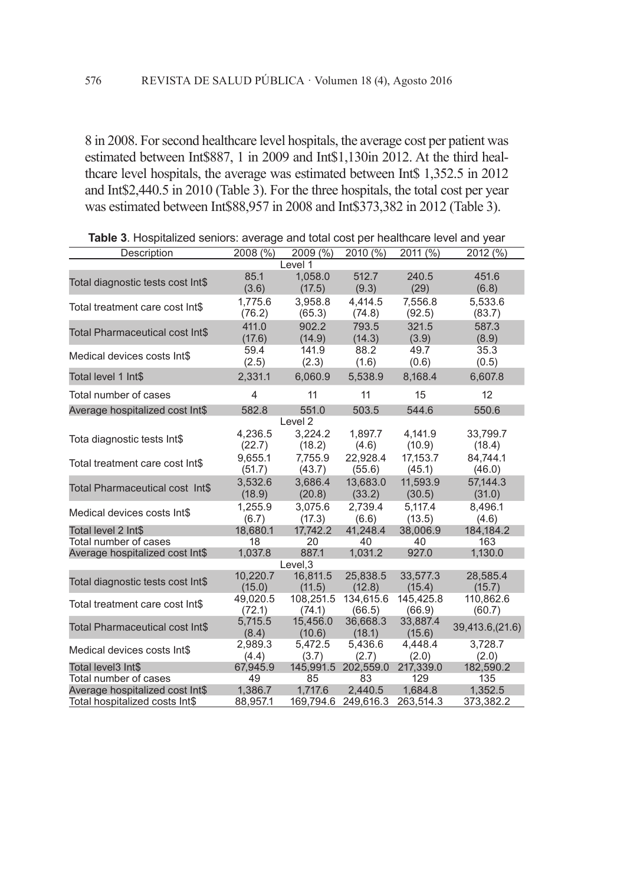8 in 2008. For second healthcare level hospitals, the average cost per patient was estimated between Int$887, 1 in 2009 and Int$1,130in 2012. At the third healthcare level hospitals, the average was estimated between Int$ 1,352.5 in 2012 and Int$2,440.5 in 2010 (Table 3). For the three hospitals, the total cost per year was estimated between Int$88,957 in 2008 and Int$373,382 in 2012 (Table 3).

**Table 3**. Hospitalized seniors: average and total cost per healthcare level and year

| Description | 2008 (%) | 2009 (%) | 2010 (%) | 2011 (%) | 2012 (%) |
|---|---|---|---|---|---|
| Level 1 | | | | | |
| Total diagnostic tests cost Int$ | 85.1 (3.6) | 1,058.0 (17.5) | 512.7 (9.3) | 240.5 (29) | 451.6 (6.8) |
| Total treatment care cost Int$ | 1,775.6 (76.2) | 3,958.8 (65.3) | 4,414.5 (74.8) | 7,556.8 (92.5) | 5,533.6 (83.7) |
| Total Pharmaceutical cost Int$ | 411.0 (17.6) | 902.2 (14.9) | 793.5 (14.3) | 321.5 (3.9) | 587.3 (8.9) |
| Medical devices costs Int$ | 59.4 (2.5) | 141.9 (2.3) | 88.2 (1.6) | 49.7 (0.6) | 35.3 (0.5) |
| Total level 1 Int$ | 2,331.1 | 6,060.9 | 5,538.9 | 8,168.4 | 6,607.8 |
| Total number of cases | 4 | 11 | 11 | 15 | 12 |
| Average hospitalized cost Int$ | 582.8 | 551.0 | 503.5 | 544.6 | 550.6 |
| Level 2 | | | | | |
| Tota diagnostic tests Int$ | 4,236.5 (22.7) | 3,224.2 (18.2) | 1,897.7 (4.6) | 4,141.9 (10.9) | 33,799.7 (18.4) |
| Total treatment care cost Int$ | 9,655.1 (51.7) | 7,755.9 (43.7) | 22,928.4 (55.6) | 17,153.7 (45.1) | 84,744.1 (46.0) |
| Total Pharmaceutical cost Int$ | 3,532.6 (18.9) | 3,686.4 (20.8) | 13,683.0 (33.2) | 11,593.9 (30.5) | 57,144.3 (31.0) |
| Medical devices costs Int$ | 1,255.9 (6.7) | 3,075.6 (17.3) | 2,739.4 (6.6) | 5,117.4 (13.5) | 8,496.1 (4.6) |
| Total level 2 Int$ | 18,680.1 | 17,742.2 | 41,248.4 | 38,006.9 | 184,184.2 |
| Total number of cases | 18 | 20 | 40 | 40 | 163 |
| Average hospitalized cost Int$ | 1,037.8 | 887.1 | 1,031.2 | 927.0 | 1,130.0 |
| Level,3 | | | | | |
| Total diagnostic tests cost Int$ | 10,220.7 (15.0) | 16,811.5 (11.5) | 25,838.5 (12.8) | 33,577.3 (15.4) | 28,585.4 (15.7) |
| Total treatment care cost Int$ | 49,020.5 (72.1) | 108,251.5 (74.1) | 134,615.6 (66.5) | 145,425.8 (66.9) | 110,862.6 (60.7) |
| Total Pharmaceutical cost Int$ | 5,715.5 (8.4) | 15,456.0 (10.6) | 36,668.3 (18.1) | 33,887.4 (15.6) | 39,413.6,(21.6) |
| Medical devices costs Int$ | 2,989.3 (4.4) | 5,472.5 (3.7) | 5,436.6 (2.7) | 4,448.4 (2.0) | 3,728.7 (2.0) |
| Total level3 Int$ | 67,945.9 | 145,991.5 | 202,559.0 | 217,339.0 | 182,590.2 |
| Total number of cases | 49 | 85 | 83 | 129 | 135 |
| Average hospitalized cost Int$ | 1,386.7 | 1,717.6 | 2,440.5 | 1,684.8 | 1,352.5 |
| Total hospitalized costs Int$ | 88,957.1 | 169,794.6 | 249,616.3 | 263,514.3 | 373,382.2 |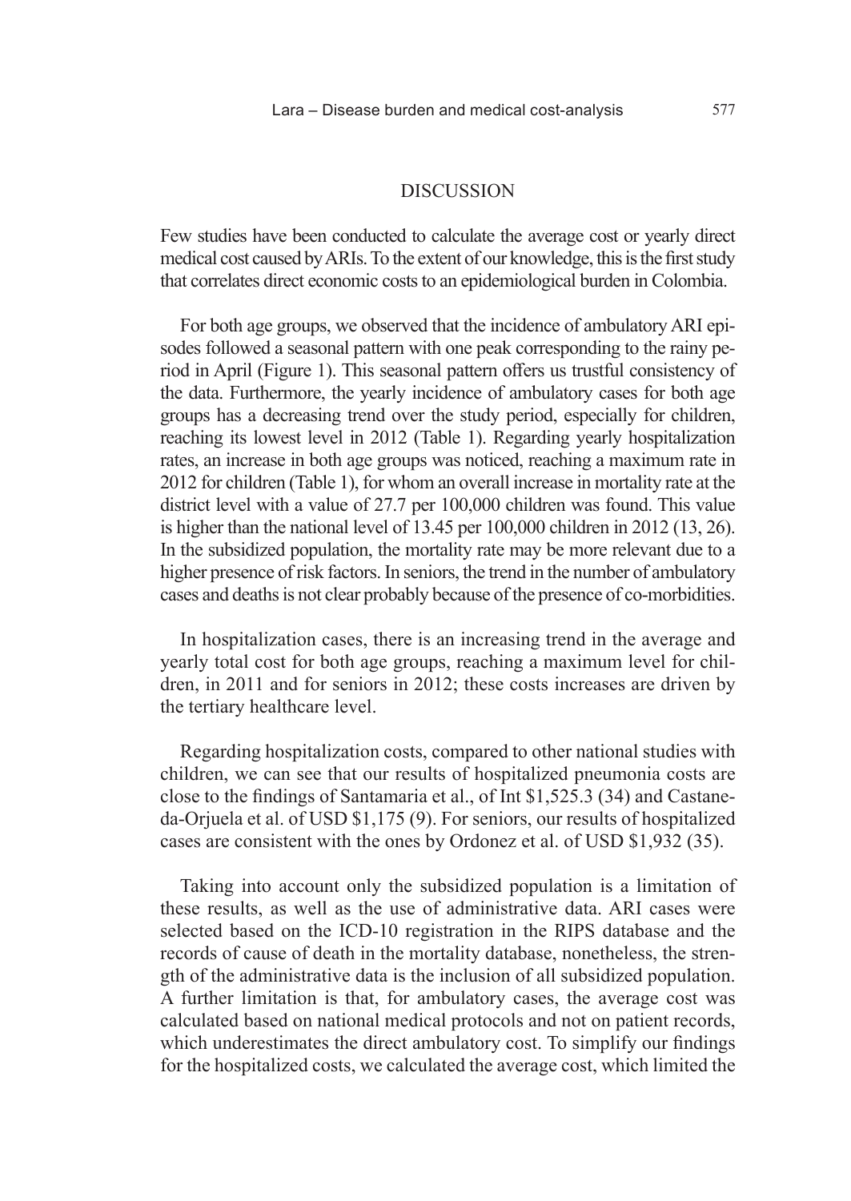## DISCUSSION

Few studies have been conducted to calculate the average cost or yearly direct medical cost caused by ARIs. To the extent of our knowledge, this is the first study that correlates direct economic costs to an epidemiological burden in Colombia.

For both age groups, we observed that the incidence of ambulatory ARI episodes followed a seasonal pattern with one peak corresponding to the rainy period in April (Figure 1). This seasonal pattern offers us trustful consistency of the data. Furthermore, the yearly incidence of ambulatory cases for both age groups has a decreasing trend over the study period, especially for children, reaching its lowest level in 2012 (Table 1). Regarding yearly hospitalization rates, an increase in both age groups was noticed, reaching a maximum rate in 2012 for children (Table 1), for whom an overall increase in mortality rate at the district level with a value of 27.7 per 100,000 children was found. This value is higher than the national level of 13.45 per 100,000 children in 2012 (13, 26). In the subsidized population, the mortality rate may be more relevant due to a higher presence of risk factors. In seniors, the trend in the number of ambulatory cases and deaths is not clear probably because of the presence of co-morbidities.

In hospitalization cases, there is an increasing trend in the average and yearly total cost for both age groups, reaching a maximum level for children, in 2011 and for seniors in 2012; these costs increases are driven by the tertiary healthcare level.

Regarding hospitalization costs, compared to other national studies with children, we can see that our results of hospitalized pneumonia costs are close to the findings of Santamaria et al., of Int $1,525.3 (34) and Castaneda-Orjuela et al. of USD $1,175 (9). For seniors, our results of hospitalized cases are consistent with the ones by Ordonez et al. of USD $1,932 (35).

Taking into account only the subsidized population is a limitation of these results, as well as the use of administrative data. ARI cases were selected based on the ICD-10 registration in the RIPS database and the records of cause of death in the mortality database, nonetheless, the strength of the administrative data is the inclusion of all subsidized population. A further limitation is that, for ambulatory cases, the average cost was calculated based on national medical protocols and not on patient records, which underestimates the direct ambulatory cost. To simplify our findings for the hospitalized costs, we calculated the average cost, which limited the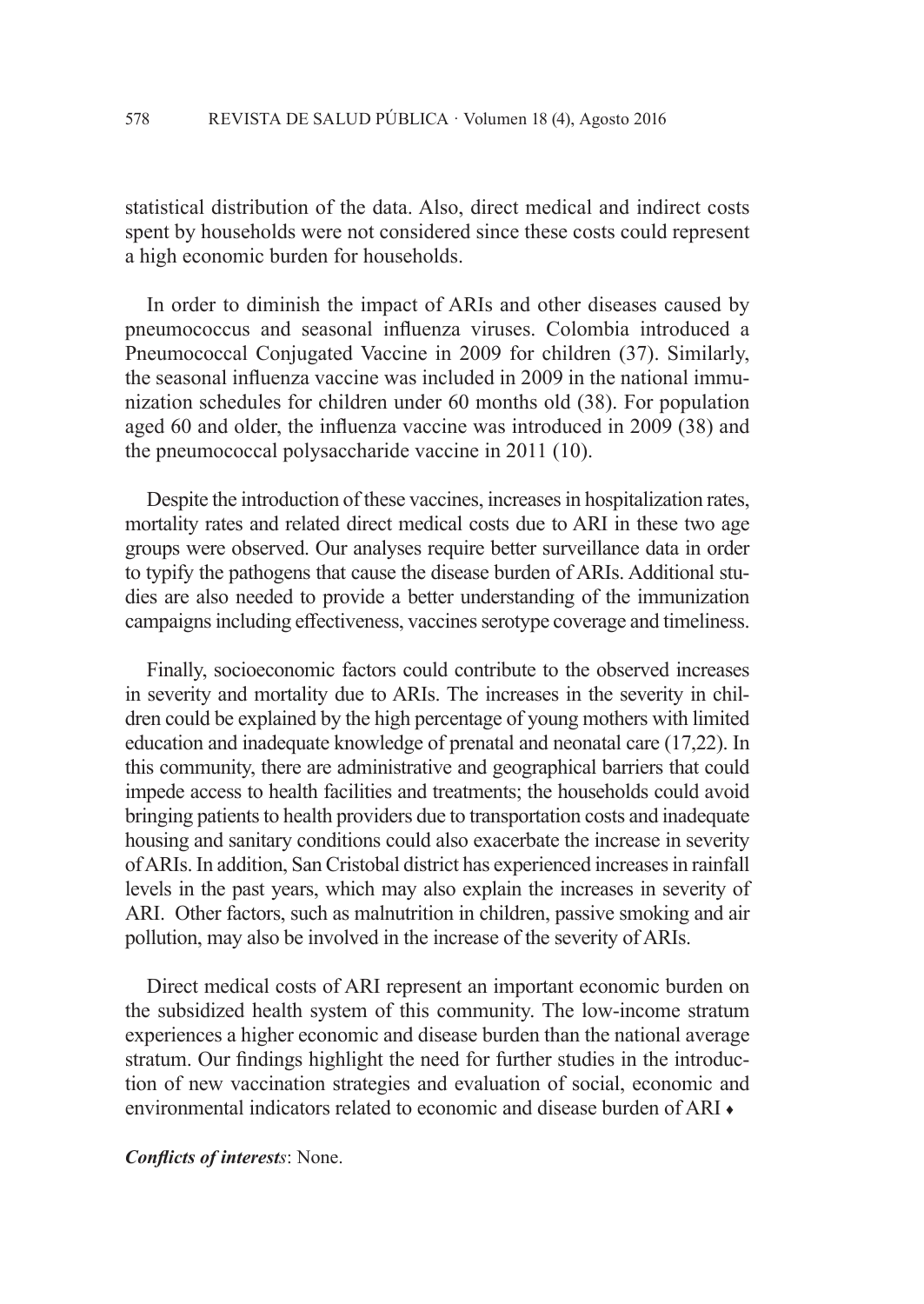statistical distribution of the data. Also, direct medical and indirect costs spent by households were not considered since these costs could represent a high economic burden for households.

In order to diminish the impact of ARIs and other diseases caused by pneumococcus and seasonal influenza viruses. Colombia introduced a Pneumococcal Conjugated Vaccine in 2009 for children (37). Similarly, the seasonal influenza vaccine was included in 2009 in the national immunization schedules for children under 60 months old (38). For population aged 60 and older, the influenza vaccine was introduced in 2009 (38) and the pneumococcal polysaccharide vaccine in 2011 (10).

Despite the introduction of these vaccines, increases in hospitalization rates, mortality rates and related direct medical costs due to ARI in these two age groups were observed. Our analyses require better surveillance data in order to typify the pathogens that cause the disease burden of ARIs. Additional studies are also needed to provide a better understanding of the immunization campaigns including effectiveness, vaccines serotype coverage and timeliness.

Finally, socioeconomic factors could contribute to the observed increases in severity and mortality due to ARIs. The increases in the severity in children could be explained by the high percentage of young mothers with limited education and inadequate knowledge of prenatal and neonatal care (17,22). In this community, there are administrative and geographical barriers that could impede access to health facilities and treatments; the households could avoid bringing patients to health providers due to transportation costs and inadequate housing and sanitary conditions could also exacerbate the increase in severity of ARIs. In addition, San Cristobal district has experienced increases in rainfall levels in the past years, which may also explain the increases in severity of ARI. Other factors, such as malnutrition in children, passive smoking and air pollution, may also be involved in the increase of the severity of ARIs.

Direct medical costs of ARI represent an important economic burden on the subsidized health system of this community. The low-income stratum experiences a higher economic and disease burden than the national average stratum. Our findings highlight the need for further studies in the introduction of new vaccination strategies and evaluation of social, economic and environmental indicators related to economic and disease burden of ARI ♦

***Conflicts of interests***: None.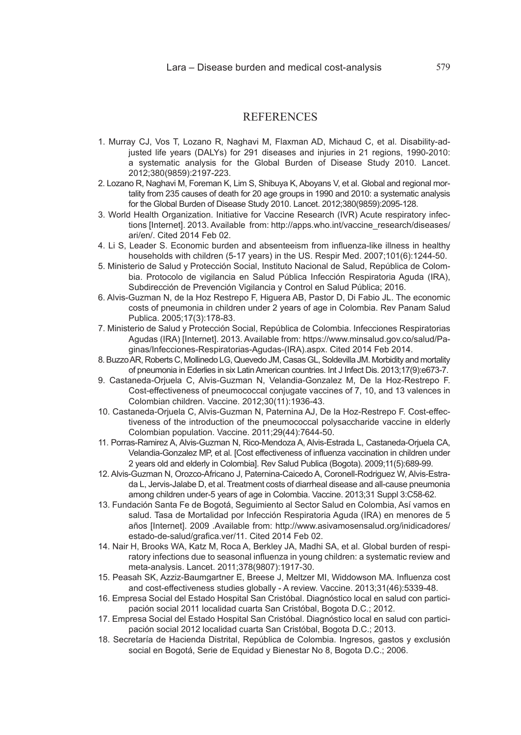## REFERENCES

1. Murray CJ, Vos T, Lozano R, Naghavi M, Flaxman AD, Michaud C, et al. Disability-adjusted life years (DALYs) for 291 diseases and injuries in 21 regions, 1990-2010: a systematic analysis for the Global Burden of Disease Study 2010. Lancet. 2012;380(9859):2197-223.
2. Lozano R, Naghavi M, Foreman K, Lim S, Shibuya K, Aboyans V, et al. Global and regional mortality from 235 causes of death for 20 age groups in 1990 and 2010: a systematic analysis for the Global Burden of Disease Study 2010. Lancet. 2012;380(9859):2095-128.
3. World Health Organization. Initiative for Vaccine Research (IVR) Acute respiratory infections [Internet]. 2013. Available from: http://apps.who.int/vaccine_research/diseases/ari/en/. Cited 2014 Feb 02.
4. Li S, Leader S. Economic burden and absenteeism from influenza-like illness in healthy households with children (5-17 years) in the US. Respir Med. 2007;101(6):1244-50.
5. Ministerio de Salud y Protección Social, Instituto Nacional de Salud, República de Colombia. Protocolo de vigilancia en Salud Pública Infección Respiratoria Aguda (IRA), Subdirección de Prevención Vigilancia y Control en Salud Pública; 2016.
6. Alvis-Guzman N, de la Hoz Restrepo F, Higuera AB, Pastor D, Di Fabio JL. The economic costs of pneumonia in children under 2 years of age in Colombia. Rev Panam Salud Publica. 2005;17(3):178-83.
7. Ministerio de Salud y Protección Social, República de Colombia. Infecciones Respiratorias Agudas (IRA) [Internet]. 2013. Available from: https://www.minsalud.gov.co/salud/Paginas/Infecciones-Respiratorias-Agudas-(IRA).aspx. Cited 2014 Feb 2014.
8. Buzzo AR, Roberts C, Mollinedo LG, Quevedo JM, Casas GL, Soldevilla JM. Morbidity and mortality of pneumonia in Ederlies in six Latin American countries. Int J Infect Dis. 2013;17(9):e673-7.
9. Castaneda-Orjuela C, Alvis-Guzman N, Velandia-Gonzalez M, De la Hoz-Restrepo F. Cost-effectiveness of pneumococcal conjugate vaccines of 7, 10, and 13 valences in Colombian children. Vaccine. 2012;30(11):1936-43.
10. Castaneda-Orjuela C, Alvis-Guzman N, Paternina AJ, De la Hoz-Restrepo F. Cost-effectiveness of the introduction of the pneumococcal polysaccharide vaccine in elderly Colombian population. Vaccine. 2011;29(44):7644-50.
11. Porras-Ramirez A, Alvis-Guzman N, Rico-Mendoza A, Alvis-Estrada L, Castaneda-Orjuela CA, Velandia-Gonzalez MP, et al. [Cost effectiveness of influenza vaccination in children under 2 years old and elderly in Colombia]. Rev Salud Publica (Bogota). 2009;11(5):689-99.
12. Alvis-Guzman N, Orozco-Africano J, Paternina-Caicedo A, Coronell-Rodriguez W, Alvis-Estrada L, Jervis-Jalabe D, et al. Treatment costs of diarrheal disease and all-cause pneumonia among children under-5 years of age in Colombia. Vaccine. 2013;31 Suppl 3:C58-62.
13. Fundación Santa Fe de Bogotá, Seguimiento al Sector Salud en Colombia, Así vamos en salud. Tasa de Mortalidad por Infección Respiratoria Aguda (IRA) en menores de 5 años [Internet]. 2009 .Available from: http://www.asivamosensalud.org/inidicadores/estado-de-salud/grafica.ver/11. Cited 2014 Feb 02.
14. Nair H, Brooks WA, Katz M, Roca A, Berkley JA, Madhi SA, et al. Global burden of respiratory infections due to seasonal influenza in young children: a systematic review and meta-analysis. Lancet. 2011;378(9807):1917-30.
15. Peasah SK, Azziz-Baumgartner E, Breese J, Meltzer MI, Widdowson MA. Influenza cost and cost-effectiveness studies globally - A review. Vaccine. 2013;31(46):5339-48.
16. Empresa Social del Estado Hospital San Cristóbal. Diagnóstico local en salud con participación social 2011 localidad cuarta San Cristóbal, Bogota D.C.; 2012.
17. Empresa Social del Estado Hospital San Cristóbal. Diagnóstico local en salud con participación social 2012 localidad cuarta San Cristóbal, Bogota D.C.; 2013.
18. Secretaría de Hacienda Distrital, República de Colombia. Ingresos, gastos y exclusión social en Bogotá, Serie de Equidad y Bienestar No 8, Bogota D.C.; 2006.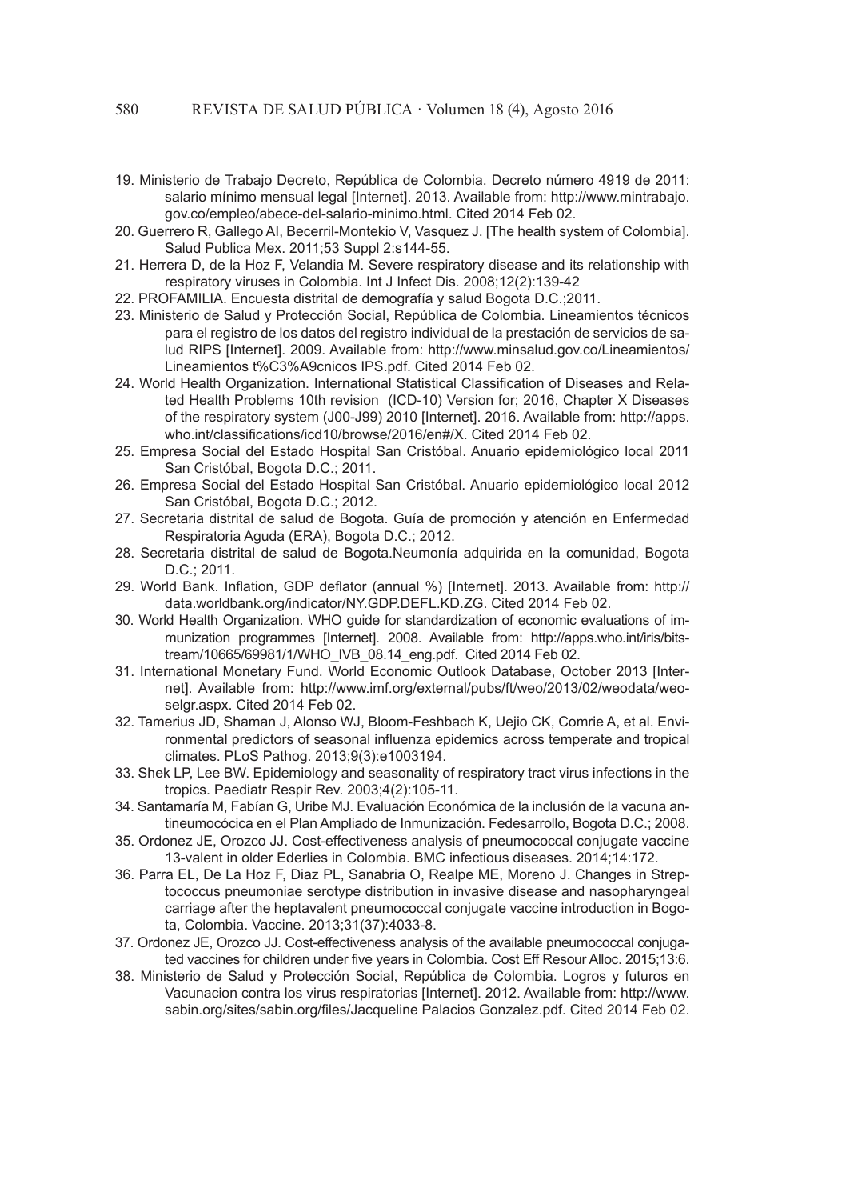19. Ministerio de Trabajo Decreto, República de Colombia. Decreto número 4919 de 2011: salario mínimo mensual legal [Internet]. 2013. Available from: http://www.mintrabajo.gov.co/empleo/abece-del-salario-minimo.html. Cited 2014 Feb 02.
20. Guerrero R, Gallego AI, Becerril-Montekio V, Vasquez J. [The health system of Colombia]. Salud Publica Mex. 2011;53 Suppl 2:s144-55.
21. Herrera D, de la Hoz F, Velandia M. Severe respiratory disease and its relationship with respiratory viruses in Colombia. Int J Infect Dis. 2008;12(2):139-42
22. PROFAMILIA. Encuesta distrital de demografía y salud Bogota D.C.;2011.
23. Ministerio de Salud y Protección Social, República de Colombia. Lineamientos técnicos para el registro de los datos del registro individual de la prestación de servicios de salud RIPS [Internet]. 2009. Available from: http://www.minsalud.gov.co/Lineamientos/Lineamientos t%C3%A9cnicos IPS.pdf. Cited 2014 Feb 02.
24. World Health Organization. International Statistical Classification of Diseases and Related Health Problems 10th revision (ICD-10) Version for; 2016, Chapter X Diseases of the respiratory system (J00-J99) 2010 [Internet]. 2016. Available from: http://apps.who.int/classifications/icd10/browse/2016/en#/X. Cited 2014 Feb 02.
25. Empresa Social del Estado Hospital San Cristóbal. Anuario epidemiológico local 2011 San Cristóbal, Bogota D.C.; 2011.
26. Empresa Social del Estado Hospital San Cristóbal. Anuario epidemiológico local 2012 San Cristóbal, Bogota D.C.; 2012.
27. Secretaria distrital de salud de Bogota. Guía de promoción y atención en Enfermedad Respiratoria Aguda (ERA), Bogota D.C.; 2012.
28. Secretaria distrital de salud de Bogota.Neumonía adquirida en la comunidad, Bogota D.C.; 2011.
29. World Bank. Inflation, GDP deflator (annual %) [Internet]. 2013. Available from: http://data.worldbank.org/indicator/NY.GDP.DEFL.KD.ZG. Cited 2014 Feb 02.
30. World Health Organization. WHO guide for standardization of economic evaluations of immunization programmes [Internet]. 2008. Available from: http://apps.who.int/iris/bitstream/10665/69981/1/WHO_IVB_08.14_eng.pdf. Cited 2014 Feb 02.
31. International Monetary Fund. World Economic Outlook Database, October 2013 [Internet]. Available from: http://www.imf.org/external/pubs/ft/weo/2013/02/weodata/weoselgr.aspx. Cited 2014 Feb 02.
32. Tamerius JD, Shaman J, Alonso WJ, Bloom-Feshbach K, Uejio CK, Comrie A, et al. Environmental predictors of seasonal influenza epidemics across temperate and tropical climates. PLoS Pathog. 2013;9(3):e1003194.
33. Shek LP, Lee BW. Epidemiology and seasonality of respiratory tract virus infections in the tropics. Paediatr Respir Rev. 2003;4(2):105-11.
34. Santamaría M, Fabían G, Uribe MJ. Evaluación Económica de la inclusión de la vacuna antineumocócica en el Plan Ampliado de Inmunización. Fedesarrollo, Bogota D.C.; 2008.
35. Ordonez JE, Orozco JJ. Cost-effectiveness analysis of pneumococcal conjugate vaccine 13-valent in older Ederlies in Colombia. BMC infectious diseases. 2014;14:172.
36. Parra EL, De La Hoz F, Diaz PL, Sanabria O, Realpe ME, Moreno J. Changes in Streptococcus pneumoniae serotype distribution in invasive disease and nasopharyngeal carriage after the heptavalent pneumococcal conjugate vaccine introduction in Bogota, Colombia. Vaccine. 2013;31(37):4033-8.
37. Ordonez JE, Orozco JJ. Cost-effectiveness analysis of the available pneumococcal conjugated vaccines for children under five years in Colombia. Cost Eff Resour Alloc. 2015;13:6.
38. Ministerio de Salud y Protección Social, República de Colombia. Logros y futuros en Vacunacion contra los virus respiratorias [Internet]. 2012. Available from: http://www.sabin.org/sites/sabin.org/files/Jacqueline Palacios Gonzalez.pdf. Cited 2014 Feb 02.